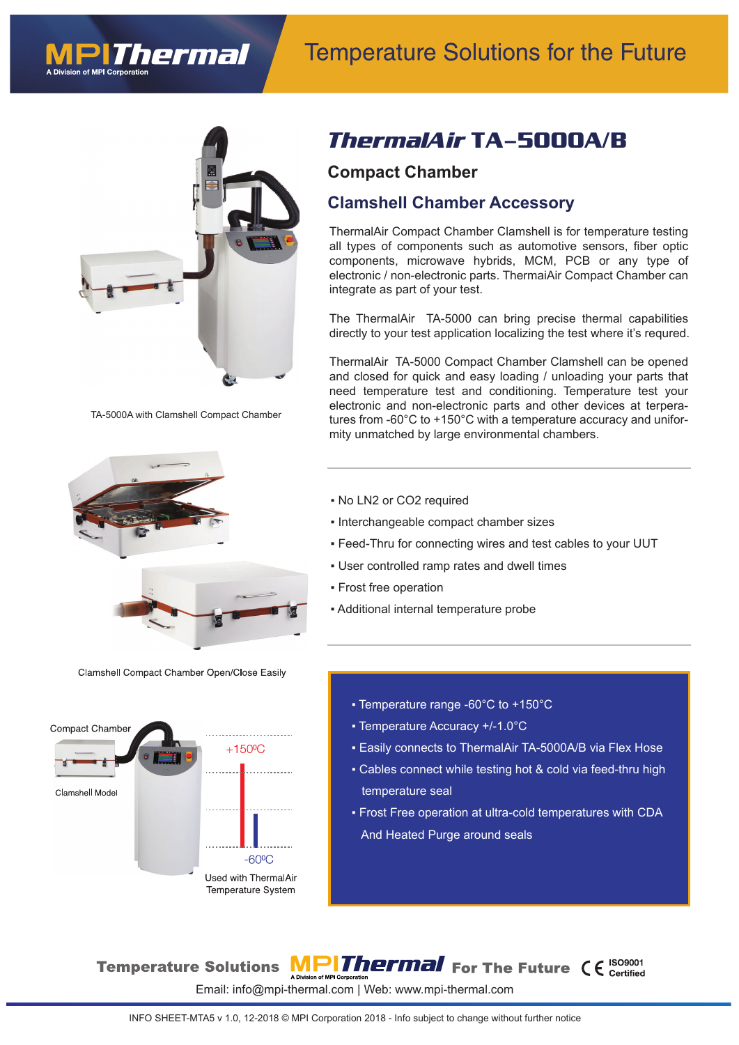MPIThermal
A Division of MPI Corporation

# Temperature Solutions for the Future

## ThermalAir TA–5000A/B

### Compact Chamber

### Clamshell Chamber Accessory

ThermalAir Compact Chamber Clamshell is for temperature testing all types of components such as automotive sensors, fiber optic components, microwave hybrids, MCM, PCB or any type of electronic / non-electronic parts. ThermaiAir Compact Chamber can integrate as part of your test.

The ThermalAir TA-5000 can bring precise thermal capabilities directly to your test application localizing the test where it's requred.

ThermalAir TA-5000 Compact Chamber Clamshell can be opened and closed for quick and easy loading / unloading your parts that need temperature test and conditioning. Temperature test your electronic and non-electronic parts and other devices at terpera-tures from -60°C to +150°C with a temperature accuracy and unifor-mity unmatched by large environmental chambers.

TA-5000A with Clamshell Compact Chamber

- No LN2 or CO2 required
- Interchangeable compact chamber sizes
- Feed-Thru for connecting wires and test cables to your UUT
- User controlled ramp rates and dwell times
- Frost free operation
- Additional internal temperature probe

Clamshell Compact Chamber Open/Close Easily

- Temperature range -60°C to +150°C
- Temperature Accuracy +/-1.0°C
- Easily connects to ThermalAir TA-5000A/B via Flex Hose
- Cables connect while testing hot & cold via feed-thru high temperature seal
- Frost Free operation at ultra-cold temperatures with CDA And Heated Purge around seals

Compact Chamber

Clamshell Model

+150ºC

-60ºC

Used with ThermalAir Temperature System

**Temperature Solutions** MPIThermal **For The Future** CE ISO9001 Certified

Email: info@mpi-thermal.com | Web: www.mpi-thermal.com

INFO SHEET-MTA5 v 1.0, 12-2018 © MPI Corporation 2018 - Info subject to change without further notice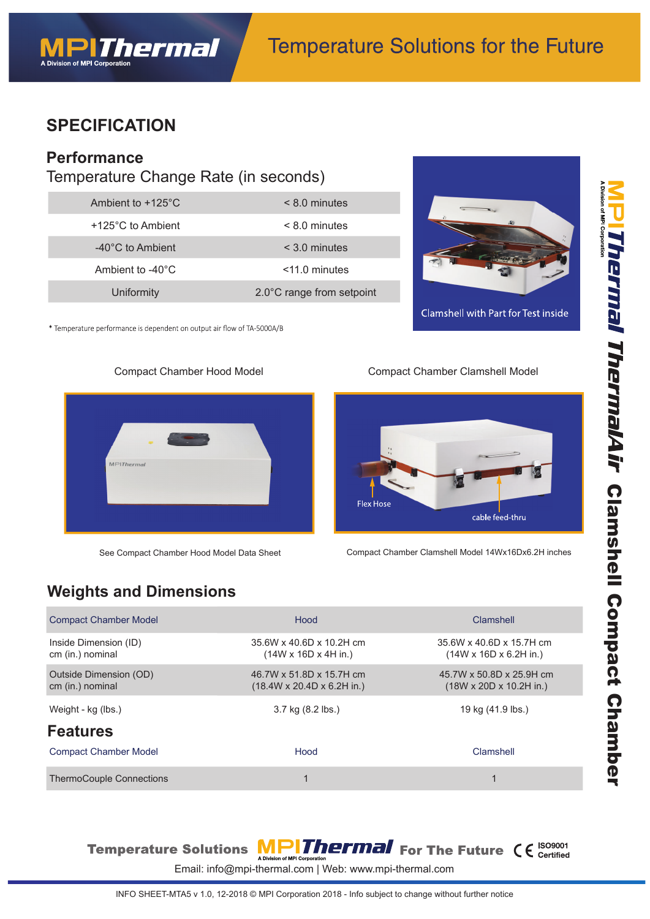# SPECIFICATION

## Performance

### Temperature Change Rate (in seconds)

| | |
|---|---|
| Ambient to +125°C | < 8.0 minutes |
| +125°C to Ambient | < 8.0 minutes |
| -40°C to Ambient | < 3.0 minutes |
| Ambient to -40°C | <11.0 minutes |
| Uniformity | 2.0°C range from setpoint |

\* Temperature performance is dependent on output air flow of TA-5000A/B

Clamshell with Part for Test inside

Compact Chamber Hood Model

See Compact Chamber Hood Model Data Sheet

Compact Chamber Clamshell Model

Flex Hose

cable feed-thru

Compact Chamber Clamshell Model 14Wx16Dx6.2H inches

## Weights and Dimensions

| Compact Chamber Model | Hood | Clamshell |
|---|---|---|
| Inside Dimension (ID) cm (in.) nominal | 35.6W x 40.6D x 10.2H cm (14W x 16D x 4H in.) | 35.6W x 40.6D x 15.7H cm (14W x 16D x 6.2H in.) |
| Outside Dimension (OD) cm (in.) nominal | 46.7W x 51.8D x 15.7H cm (18.4W x 20.4D x 6.2H in.) | 45.7W x 50.8D x 25.9H cm (18W x 20D x 10.2H in.) |
| Weight - kg (lbs.) | 3.7 kg (8.2 lbs.) | 19 kg (41.9 lbs.) |

## Features

| Compact Chamber Model | Hood | Clamshell |
|---|---|---|
| ThermoCouple Connections | 1 | 1 |

MPI Thermal ThermalAir Clamshell Compact Chamber

Temperature Solutions MPIThermal For The Future ISO9001 Certified

Email: info@mpi-thermal.com | Web: www.mpi-thermal.com

INFO SHEET-MTA5 v 1.0, 12-2018 © MPI Corporation 2018 - Info subject to change without further notice